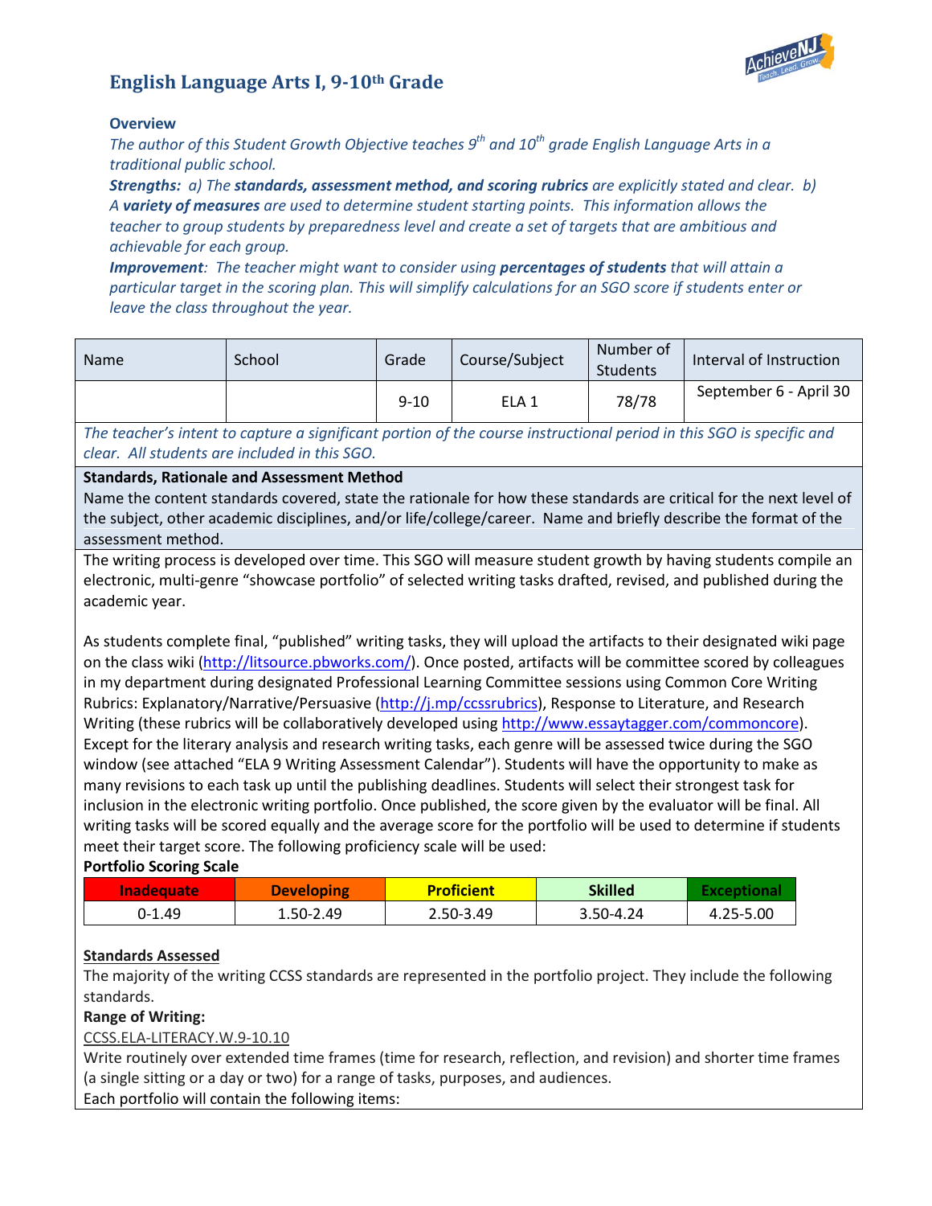## English Language Arts I, 9-10th Grade

**Overview**

*The author of this Student Growth Objective teaches 9th and 10th grade English Language Arts in a traditional public school.*

***Strengths:*** *a) The* ***standards, assessment method, and scoring rubrics*** *are explicitly stated and clear. b) A* ***variety of measures*** *are used to determine student starting points. This information allows the teacher to group students by preparedness level and create a set of targets that are ambitious and achievable for each group.*

***Improvement****: The teacher might want to consider using* ***percentages of students*** *that will attain a particular target in the scoring plan. This will simplify calculations for an SGO score if students enter or leave the class throughout the year.*

| Name | School | Grade | Course/Subject | Number of Students | Interval of Instruction |
|---|---|---|---|---|---|
| | | 9-10 | ELA 1 | 78/78 | September 6 - April 30 |

*The teacher's intent to capture a significant portion of the course instructional period in this SGO is specific and clear. All students are included in this SGO.*

**Standards, Rationale and Assessment Method**

Name the content standards covered, state the rationale for how these standards are critical for the next level of the subject, other academic disciplines, and/or life/college/career. Name and briefly describe the format of the assessment method.

The writing process is developed over time. This SGO will measure student growth by having students compile an electronic, multi-genre "showcase portfolio" of selected writing tasks drafted, revised, and published during the academic year.

As students complete final, "published" writing tasks, they will upload the artifacts to their designated wiki page on the class wiki (http://litsource.pbworks.com/). Once posted, artifacts will be committee scored by colleagues in my department during designated Professional Learning Committee sessions using Common Core Writing Rubrics: Explanatory/Narrative/Persuasive (http://j.mp/ccssrubrics), Response to Literature, and Research Writing (these rubrics will be collaboratively developed using http://www.essaytagger.com/commoncore). Except for the literary analysis and research writing tasks, each genre will be assessed twice during the SGO window (see attached "ELA 9 Writing Assessment Calendar"). Students will have the opportunity to make as many revisions to each task up until the publishing deadlines. Students will select their strongest task for inclusion in the electronic writing portfolio. Once published, the score given by the evaluator will be final. All writing tasks will be scored equally and the average score for the portfolio will be used to determine if students meet their target score. The following proficiency scale will be used:

**Portfolio Scoring Scale**

| Inadequate | Developing | Proficient | Skilled | Exceptional |
|---|---|---|---|---|
| 0-1.49 | 1.50-2.49 | 2.50-3.49 | 3.50-4.24 | 4.25-5.00 |

**Standards Assessed**

The majority of the writing CCSS standards are represented in the portfolio project. They include the following standards.

**Range of Writing:**

CCSS.ELA-LITERACY.W.9-10.10

Write routinely over extended time frames (time for research, reflection, and revision) and shorter time frames (a single sitting or a day or two) for a range of tasks, purposes, and audiences.

Each portfolio will contain the following items: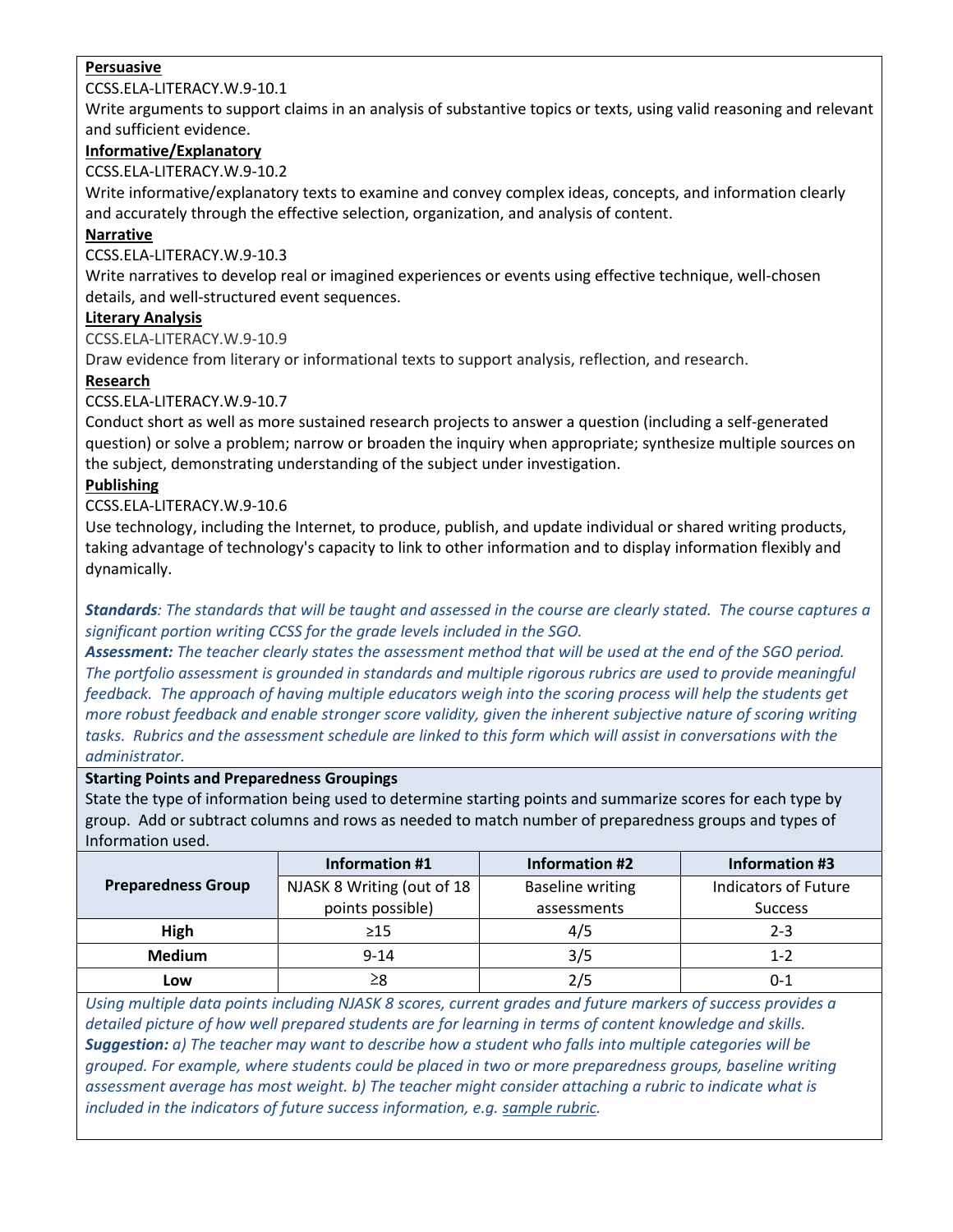**Persuasive**

CCSS.ELA-LITERACY.W.9-10.1

Write arguments to support claims in an analysis of substantive topics or texts, using valid reasoning and relevant and sufficient evidence.

**Informative/Explanatory**

CCSS.ELA-LITERACY.W.9-10.2

Write informative/explanatory texts to examine and convey complex ideas, concepts, and information clearly and accurately through the effective selection, organization, and analysis of content.

**Narrative**

CCSS.ELA-LITERACY.W.9-10.3

Write narratives to develop real or imagined experiences or events using effective technique, well-chosen details, and well-structured event sequences.

**Literary Analysis**

CCSS.ELA-LITERACY.W.9-10.9

Draw evidence from literary or informational texts to support analysis, reflection, and research.

**Research**

CCSS.ELA-LITERACY.W.9-10.7

Conduct short as well as more sustained research projects to answer a question (including a self-generated question) or solve a problem; narrow or broaden the inquiry when appropriate; synthesize multiple sources on the subject, demonstrating understanding of the subject under investigation.

**Publishing**

CCSS.ELA-LITERACY.W.9-10.6

Use technology, including the Internet, to produce, publish, and update individual or shared writing products, taking advantage of technology's capacity to link to other information and to display information flexibly and dynamically.

***Standards****: The standards that will be taught and assessed in the course are clearly stated. The course captures a significant portion writing CCSS for the grade levels included in the SGO.*

***Assessment:*** *The teacher clearly states the assessment method that will be used at the end of the SGO period. The portfolio assessment is grounded in standards and multiple rigorous rubrics are used to provide meaningful feedback. The approach of having multiple educators weigh into the scoring process will help the students get more robust feedback and enable stronger score validity, given the inherent subjective nature of scoring writing tasks. Rubrics and the assessment schedule are linked to this form which will assist in conversations with the administrator.*

**Starting Points and Preparedness Groupings**

State the type of information being used to determine starting points and summarize scores for each type by group. Add or subtract columns and rows as needed to match number of preparedness groups and types of Information used.

| Preparedness Group | Information #1 | Information #2 | Information #3 |
|---|---|---|---|
| | NJASK 8 Writing (out of 18 points possible) | Baseline writing assessments | Indicators of Future Success |
| High | ≥15 | 4/5 | 2-3 |
| Medium | 9-14 | 3/5 | 1-2 |
| Low | ≥8 | 2/5 | 0-1 |

*Using multiple data points including NJASK 8 scores, current grades and future markers of success provides a detailed picture of how well prepared students are for learning in terms of content knowledge and skills.*

***Suggestion:*** *a) The teacher may want to describe how a student who falls into multiple categories will be grouped. For example, where students could be placed in two or more preparedness groups, baseline writing assessment average has most weight. b) The teacher might consider attaching a rubric to indicate what is included in the indicators of future success information, e.g. sample rubric.*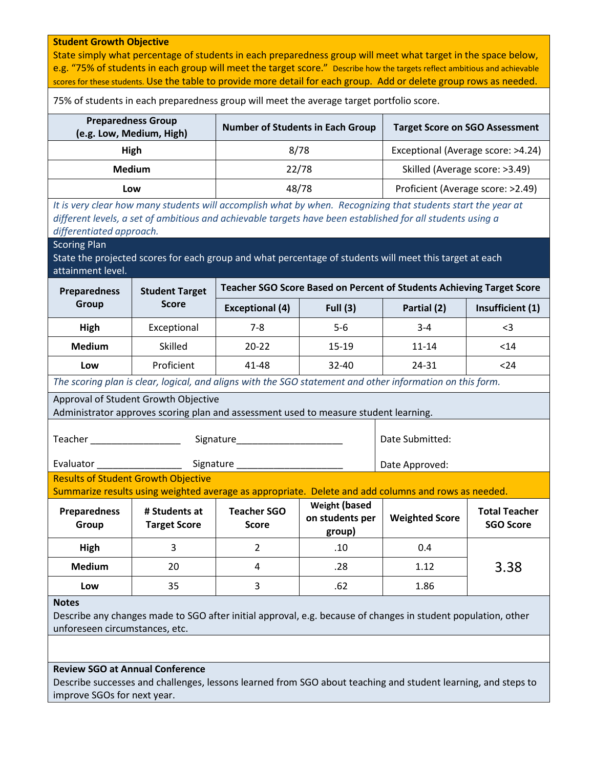**Student Growth Objective**

State simply what percentage of students in each preparedness group will meet what target in the space below, e.g. "75% of students in each group will meet the target score." Describe how the targets reflect ambitious and achievable scores for these students. Use the table to provide more detail for each group. Add or delete group rows as needed.

75% of students in each preparedness group will meet the average target portfolio score.

| Preparedness Group (e.g. Low, Medium, High) | Number of Students in Each Group | Target Score on SGO Assessment |
|---|---|---|
| **High** | 8/78 | Exceptional (Average score: >4.24) |
| **Medium** | 22/78 | Skilled (Average score: >3.49) |
| **Low** | 48/78 | Proficient (Average score: >2.49) |

*It is very clear how many students will accomplish what by when. Recognizing that students start the year at different levels, a set of ambitious and achievable targets have been established for all students using a differentiated approach.*

Scoring Plan

State the projected scores for each group and what percentage of students will meet this target at each attainment level.

| Preparedness Group | Student Target Score | Teacher SGO Score Based on Percent of Students Achieving Target Score | | | |
|---|---|---|---|---|---|
| | | Exceptional (4) | Full (3) | Partial (2) | Insufficient (1) |
| **High** | Exceptional | 7-8 | 5-6 | 3-4 | <3 |
| **Medium** | Skilled | 20-22 | 15-19 | 11-14 | <14 |
| **Low** | Proficient | 41-48 | 32-40 | 24-31 | <24 |

*The scoring plan is clear, logical, and aligns with the SGO statement and other information on this form.*

Approval of Student Growth Objective

Administrator approves scoring plan and assessment used to measure student learning.

Teacher _________________ Signature____________________ Date Submitted:

Evaluator ________________ Signature ____________________ Date Approved:

Results of Student Growth Objective

Summarize results using weighted average as appropriate. Delete and add columns and rows as needed.

| Preparedness Group | # Students at Target Score | Teacher SGO Score | Weight (based on students per group) | Weighted Score | Total Teacher SGO Score |
|---|---|---|---|---|---|
| **High** | 3 | 2 | .10 | 0.4 | 3.38 |
| **Medium** | 20 | 4 | .28 | 1.12 | |
| **Low** | 35 | 3 | .62 | 1.86 | |

**Notes**

Describe any changes made to SGO after initial approval, e.g. because of changes in student population, other unforeseen circumstances, etc.

**Review SGO at Annual Conference**

Describe successes and challenges, lessons learned from SGO about teaching and student learning, and steps to improve SGOs for next year.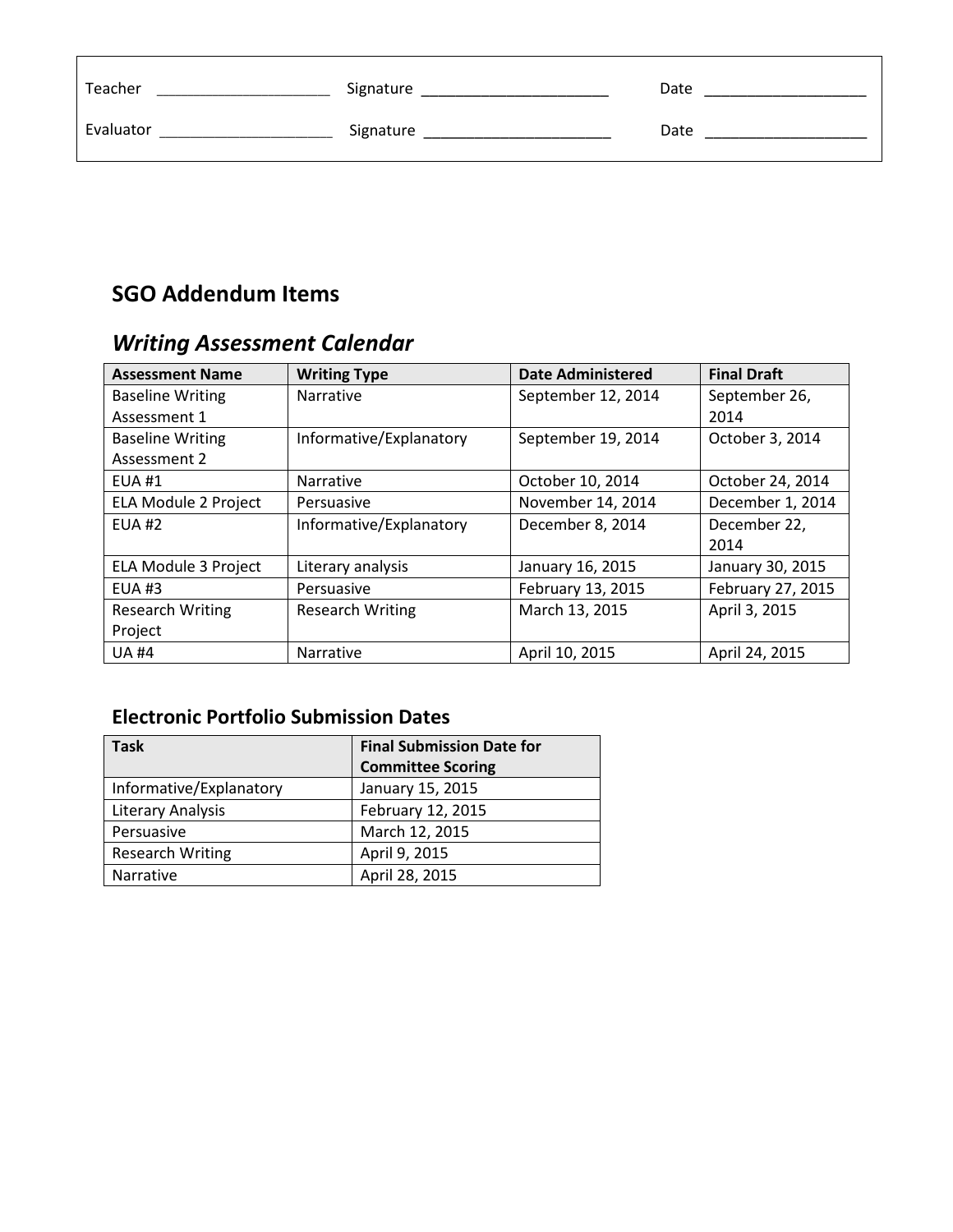| | | |
|---|---|---|
| Teacher ____________________ | Signature ______________________ | Date ___________________ |
| Evaluator ____________________ | Signature ______________________ | Date ___________________ |

## SGO Addendum Items

## *Writing Assessment Calendar*

| Assessment Name | Writing Type | Date Administered | Final Draft |
|---|---|---|---|
| Baseline Writing Assessment 1 | Narrative | September 12, 2014 | September 26, 2014 |
| Baseline Writing Assessment 2 | Informative/Explanatory | September 19, 2014 | October 3, 2014 |
| EUA #1 | Narrative | October 10, 2014 | October 24, 2014 |
| ELA Module 2 Project | Persuasive | November 14, 2014 | December 1, 2014 |
| EUA #2 | Informative/Explanatory | December 8, 2014 | December 22, 2014 |
| ELA Module 3 Project | Literary analysis | January 16, 2015 | January 30, 2015 |
| EUA #3 | Persuasive | February 13, 2015 | February 27, 2015 |
| Research Writing Project | Research Writing | March 13, 2015 | April 3, 2015 |
| UA #4 | Narrative | April 10, 2015 | April 24, 2015 |

### Electronic Portfolio Submission Dates

| Task | Final Submission Date for Committee Scoring |
|---|---|
| Informative/Explanatory | January 15, 2015 |
| Literary Analysis | February 12, 2015 |
| Persuasive | March 12, 2015 |
| Research Writing | April 9, 2015 |
| Narrative | April 28, 2015 |